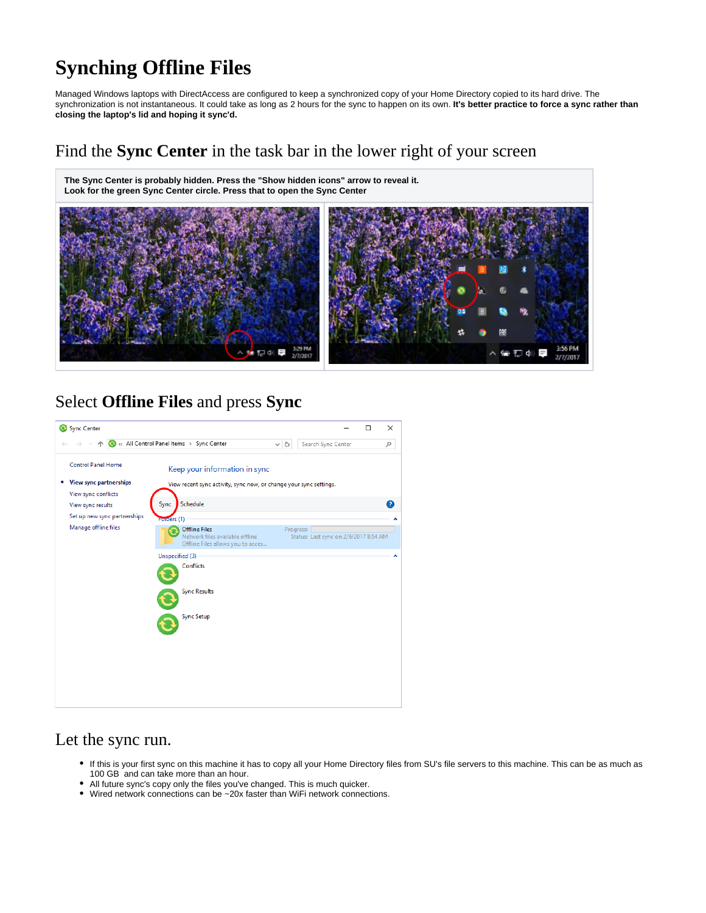# Synching Offline Files

Managed Windows laptops with DirectAccess are configured to keep a synchronized copy of your Home Directory copied to its hard drive. The synchronization is not instantaneous. It could take as long as 2 hours for the sync to happen on its own. **It's better practice to force a sync rather than closing the laptop's lid and hoping it sync'd.**

## Find the **Sync Center** in the task bar in the lower right of your screen

**The Sync Center is probably hidden. Press the "Show hidden icons" arrow to reveal it.**
**Look for the green Sync Center circle. Press that to open the Sync Center**

## Select **Offline Files** and press **Sync**

## Let the sync run.

- If this is your first sync on this machine it has to copy all your Home Directory files from SU's file servers to this machine. This can be as much as 100 GB and can take more than an hour.
- All future sync's copy only the files you've changed. This is much quicker.
- Wired network connections can be ~20x faster than WiFi network connections.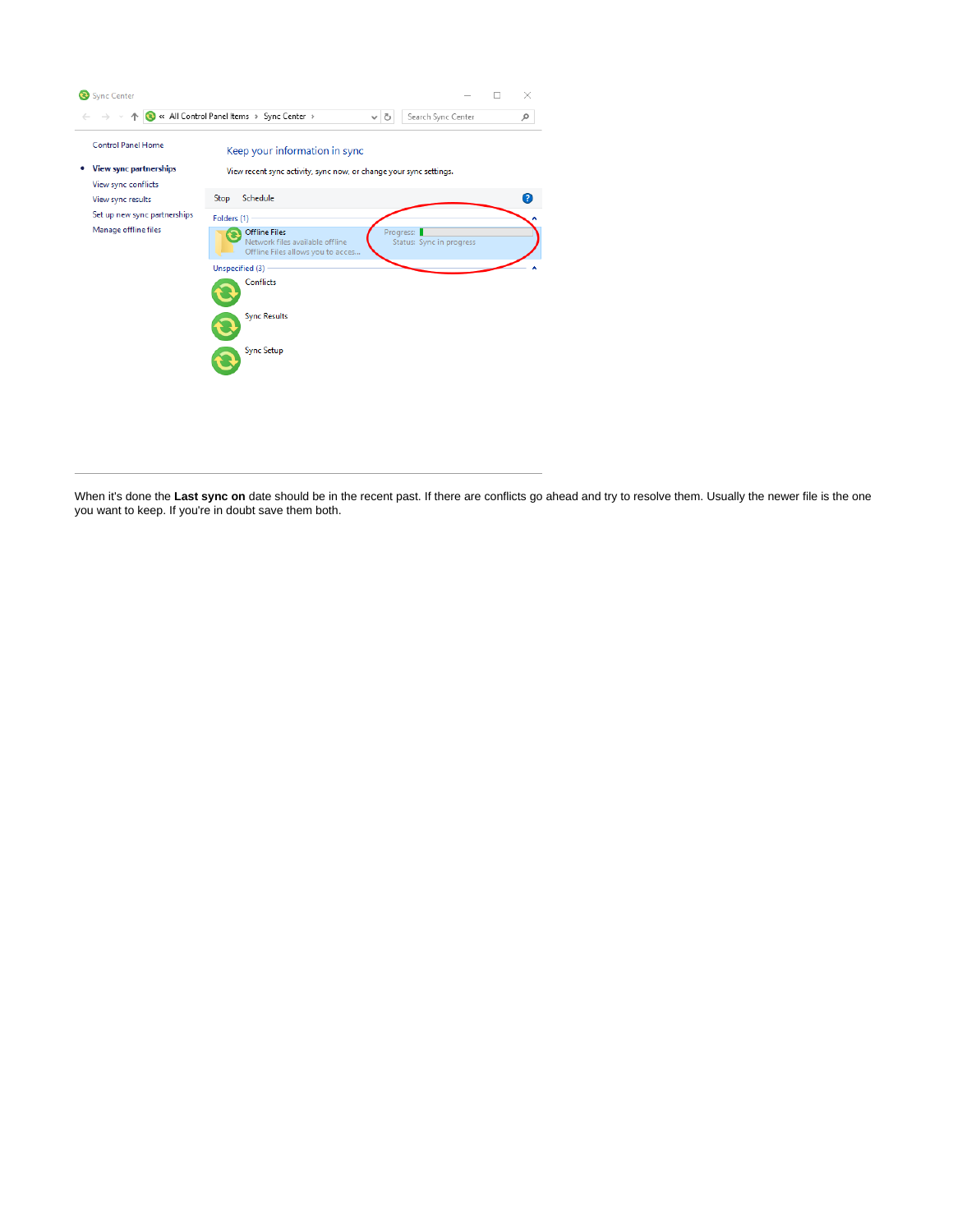When it's done the **Last sync on** date should be in the recent past. If there are conflicts go ahead and try to resolve them. Usually the newer file is the one you want to keep. If you're in doubt save them both.